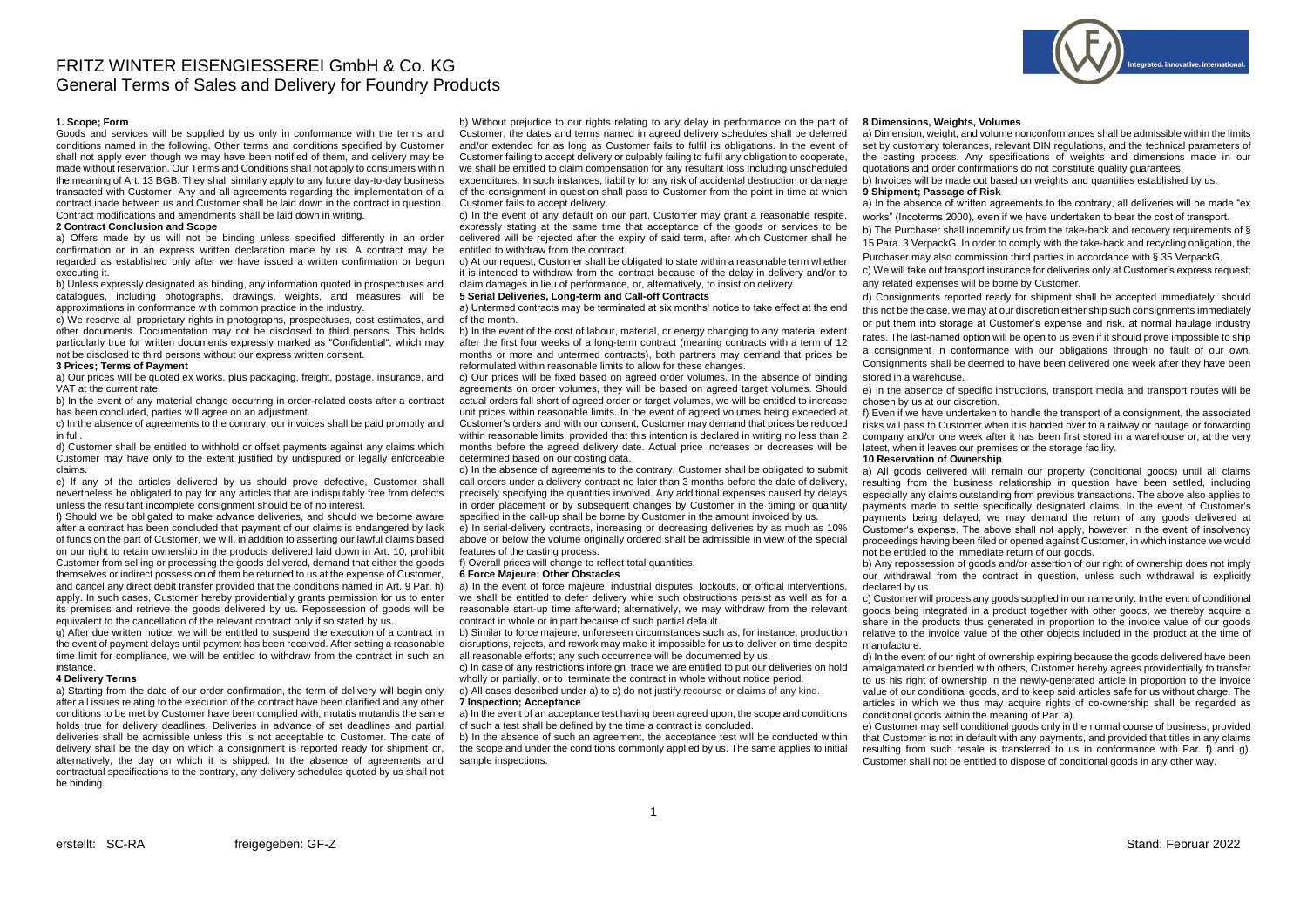# FRITZ WINTER EISENGIESSEREI GmbH & Co. KG
## General Terms of Sales and Delivery for Foundry Products

### 1. Scope; Form

Goods and services will be supplied by us only in conformance with the terms and conditions named in the following. Other terms and conditions specified by Customer shall not apply even though we may have been notified of them, and delivery may be made without reservation. Our Terms and Conditions shall not apply to consumers within the meaning of Art. 13 BGB. They shall similarly apply to any future day-to-day business transacted with Customer. Any and all agreements regarding the implementation of a contract made between us and Customer shall be laid down in the contract in question. Contract modifications and amendments shall be laid down in writing.

### 2 Contract Conclusion and Scope

a) Offers made by us will not be binding unless specified differently in an order confirmation or in an express written declaration made by us. A contract may be regarded as established only after we have issued a written confirmation or begun executing it.

b) Unless expressly designated as binding, any information quoted in prospectuses and catalogues, including photographs, drawings, weights, and measures will be approximations in conformance with common practice in the industry.

c) We reserve all proprietary rights in photographs, prospectuses, cost estimates, and other documents. Documentation may not be disclosed to third persons. This holds particularly true for written documents expressly marked as "Confidential", which may not be disclosed to third persons without our express written consent.

### 3 Prices; Terms of Payment

a) Our prices will be quoted ex works, plus packaging, freight, postage, insurance, and VAT at the current rate.

b) In the event of any material change occurring in order-related costs after a contract has been concluded, parties will agree on an adjustment.

c) In the absence of agreements to the contrary, our invoices shall be paid promptly and in full.

d) Customer shall be entitled to withhold or offset payments against any claims which Customer may have only to the extent justified by undisputed or legally enforceable claims.

e) If any of the articles delivered by us should prove defective, Customer shall nevertheless be obligated to pay for any articles that are indisputably free from defects unless the resultant incomplete consignment should be of no interest.

f) Should we be obligated to make advance deliveries, and should we become aware after a contract has been concluded that payment of our claims is endangered by lack of funds on the part of Customer, we will, in addition to asserting our lawful claims based on our right to retain ownership in the products delivered laid down in Art. 10, prohibit Customer from selling or processing the goods delivered, demand that either the goods themselves or indirect possession of them be returned to us at the expense of Customer, and cancel any direct debit transfer provided that the conditions named in Art. 9 Par. h) apply. In such cases, Customer hereby providentially grants permission for us to enter its premises and retrieve the goods delivered by us. Repossession of goods will be equivalent to the cancellation of the relevant contract only if so stated by us.

g) After due written notice, we will be entitled to suspend the execution of a contract in the event of payment delays until payment has been received. After setting a reasonable time limit for compliance, we will be entitled to withdraw from the contract in such an instance.

### 4 Delivery Terms

a) Starting from the date of our order confirmation, the term of delivery will begin only after all issues relating to the execution of the contract have been clarified and any other conditions to be met by Customer have been complied with; mutatis mutandis the same holds true for delivery deadlines. Deliveries in advance of set deadlines and partial deliveries shall be admissible unless this is not acceptable to Customer. The date of delivery shall be the day on which a consignment is reported ready for shipment or, alternatively, the day on which it is shipped. In the absence of agreements and contractual specifications to the contrary, any delivery schedules quoted by us shall not be binding.

b) Without prejudice to our rights relating to any delay in performance on the part of Customer, the dates and terms named in agreed delivery schedules shall be deferred and/or extended for as long as Customer fails to fulfil its obligations. In the event of Customer failing to accept delivery or culpably failing to fulfil any obligation to cooperate, we shall be entitled to claim compensation for any resultant loss including unscheduled expenditures. In such instances, liability for any risk of accidental destruction or damage of the consignment in question shall pass to Customer from the point in time at which Customer fails to accept delivery.

c) In the event of any default on our part, Customer may grant a reasonable respite, expressly stating at the same time that acceptance of the goods or services to be delivered will be rejected after the expiry of said term, after which Customer shall he entitled to withdraw from the contract.

d) At our request, Customer shall be obligated to state within a reasonable term whether it is intended to withdraw from the contract because of the delay in delivery and/or to claim damages in lieu of performance, or, alternatively, to insist on delivery.

### 5 Serial Deliveries, Long-term and Call-off Contracts

a) Untermed contracts may be terminated at six months' notice to take effect at the end of the month.

b) In the event of the cost of labour, material, or energy changing to any material extent after the first four weeks of a long-term contract (meaning contracts with a term of 12 months or more and untermed contracts), both partners may demand that prices be reformulated within reasonable limits to allow for these changes.

c) Our prices will be fixed based on agreed order volumes. In the absence of binding agreements on order volumes, they will be based on agreed target volumes. Should actual orders fall short of agreed order or target volumes, we will be entitled to increase unit prices within reasonable limits. In the event of agreed volumes being exceeded at Customer's orders and with our consent, Customer may demand that prices be reduced within reasonable limits, provided that this intention is declared in writing no less than 2 months before the agreed delivery date. Actual price increases or decreases will be determined based on our costing data.

d) In the absence of agreements to the contrary, Customer shall be obligated to submit call orders under a delivery contract no later than 3 months before the date of delivery, precisely specifying the quantities involved. Any additional expenses caused by delays in order placement or by subsequent changes by Customer in the timing or quantity specified in the call-up shall be borne by Customer in the amount invoiced by us.

e) In serial-delivery contracts, increasing or decreasing deliveries by as much as 10% above or below the volume originally ordered shall be admissible in view of the special features of the casting process.

f) Overall prices will change to reflect total quantities.

### 6 Force Majeure; Other Obstacles

a) In the event of force majeure, industrial disputes, lockouts, or official interventions, we shall be entitled to defer delivery while such obstructions persist as well as for a reasonable start-up time afterward; alternatively, we may withdraw from the relevant contract in whole or in part because of such partial default.

b) Similar to force majeure, unforeseen circumstances such as, for instance, production disruptions, rejects, and rework may make it impossible for us to deliver on time despite all reasonable efforts; any such occurrence will be documented by us.

c) In case of any restrictions inforeign trade we are entitled to put our deliveries on hold wholly or partially, or to terminate the contract in whole without notice period.

d) All cases described under a) to c) do not justify recourse or claims of any kind.

### 7 Inspection; Acceptance

a) In the event of an acceptance test having been agreed upon, the scope and conditions of such a test shall be defined by the time a contract is concluded.

b) In the absence of such an agreement, the acceptance test will be conducted within the scope and under the conditions commonly applied by us. The same applies to initial sample inspections.

### 8 Dimensions, Weights, Volumes

a) Dimension, weight, and volume nonconformances shall be admissible within the limits set by customary tolerances, relevant DIN regulations, and the technical parameters of the casting process. Any specifications of weights and dimensions made in our quotations and order confirmations do not constitute quality guarantees.

b) Invoices will be made out based on weights and quantities established by us.

### 9 Shipment; Passage of Risk

a) In the absence of written agreements to the contrary, all deliveries will be made "ex works" (Incoterms 2000), even if we have undertaken to bear the cost of transport.

b) The Purchaser shall indemnify us from the take-back and recovery requirements of § 15 Para. 3 VerpackG. In order to comply with the take-back and recycling obligation, the Purchaser may also commission third parties in accordance with § 35 VerpackG.

c) We will take out transport insurance for deliveries only at Customer's express request; any related expenses will be borne by Customer.

d) Consignments reported ready for shipment shall be accepted immediately; should this not be the case, we may at our discretion either ship such consignments immediately or put them into storage at Customer's expense and risk, at normal haulage industry rates. The last-named option will be open to us even if it should prove impossible to ship a consignment in conformance with our obligations through no fault of our own. Consignments shall be deemed to have been delivered one week after they have been stored in a warehouse.

e) In the absence of specific instructions, transport media and transport routes will be chosen by us at our discretion.

f) Even if we have undertaken to handle the transport of a consignment, the associated risks will pass to Customer when it is handed over to a railway or haulage or forwarding company and/or one week after it has been first stored in a warehouse or, at the very latest, when it leaves our premises or the storage facility.

### 10 Reservation of Ownership

a) All goods delivered will remain our property (conditional goods) until all claims resulting from the business relationship in question have been settled, including especially any claims outstanding from previous transactions. The above also applies to payments made to settle specifically designated claims. In the event of Customer's payments being delayed, we may demand the return of any goods delivered at Customer's expense. The above shall not apply, however, in the event of insolvency proceedings having been filed or opened against Customer, in which instance we would not be entitled to the immediate return of our goods.

b) Any repossession of goods and/or assertion of our right of ownership does not imply our withdrawal from the contract in question, unless such withdrawal is explicitly declared by us.

c) Customer will process any goods supplied in our name only. In the event of conditional goods being integrated in a product together with other goods, we thereby acquire a share in the products thus generated in proportion to the invoice value of our goods relative to the invoice value of the other objects included in the product at the time of manufacture.

d) In the event of our right of ownership expiring because the goods delivered have been amalgamated or blended with others, Customer hereby agrees providentially to transfer to us his right of ownership in the newly-generated article in proportion to the invoice value of our conditional goods, and to keep said articles safe for us without charge. The articles in which we thus may acquire rights of co-ownership shall be regarded as conditional goods within the meaning of Par. a).

e) Customer may sell conditional goods only in the normal course of business, provided that Customer is not in default with any payments, and provided that titles in any claims resulting from such resale is transferred to us in conformance with Par. f) and g). Customer shall not be entitled to dispose of conditional goods in any other way.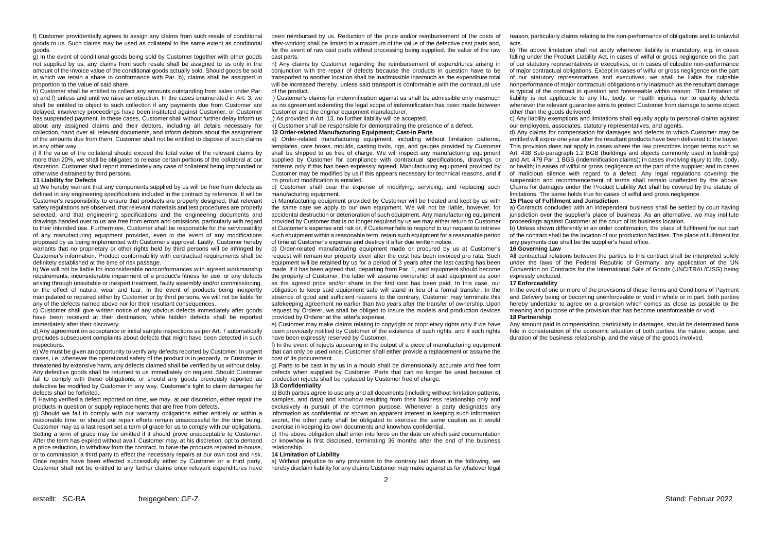f) Customer providentially agrees to assign any claims from such resale of conditional goods to us. Such claims may be used as collateral to the same extent as conditional goods.

g) In the event of conditional goods being sold by Customer together with other goods not supplied by us, any claims from such resale shall be assigned to us only in the amount of the invoice value of the conditional goods actually sold. Should goods be sold in which we retain a share in conformance with Par. b), claims shall be assigned in proportion to the value of said share.

h) Customer shall be entitled to collect any amounts outstanding from sales under Par. e) and f) unless and until we raise an objection. In the cases enumerated in Art. 3, we shall be entitled to object to such collection if any payments due from Customer are delayed, insolvency proceedings have been instituted against Customer, or Customer has suspended payment. In these cases, Customer shall without further delay inform us about any assigned claims and their debtors, including all details necessary for collection, hand over all relevant documents, and inform debtors about the assignment of the amounts due from them. Customer shall not be entitled to dispose of such claims in any other way.

i) If the value of the collateral should exceed the total value of the relevant claims by more than 20%, we shall be obligated to release certain portions of the collateral at our discretion. Customer shall report immediately any case of collateral being impounded or otherwise distrained by third persons.

**11 Liability for Defects**

a) We hereby warrant that any components supplied by us will be free from defects as defined in any engineering specifications included in the contract by reference. It will be Customer's responsibility to ensure that products are properly designed, that relevant safety regulations are observed, that relevant materials and test procedures are properly selected, and that engineering specifications and the engineering documents and drawings handed over to us are free from errors and omissions, particularly with regard to their intended use. Furthermore, Customer shall be responsible for the serviceability of any manufacturing equipment provided, even in the event of any modifications proposed by us being implemented with Customer's approval. Lastly, Customer hereby warrants that no proprietary or other rights held by third persons will be infringed by Customer's information. Product conformability with contractual requirements shall be definitely established at the time of risk passage.

b) We will not be liable for inconsiderable nonconformances with agreed workmanship requirements, inconsiderable impairment of a product's fitness for use, or any defects arising through unsuitable or inexpert treatment, faulty assembly and/or commissioning, or the effect of natural wear and tear. In the event of products being inexpertly manipulated or repaired either by Customer or by third persons, we will not be liable for any of the defects named above nor for their resultant consequences.

c) Customer shall give written notice of any obvious defects immediately after goods have been received at their destination, while hidden defects shall be reported immediately after their discovery.

d) Any agreement on acceptance or initial sample inspections as per Art. 7 automatically precludes subsequent complaints about defects that might have been detected in such inspections.

e) We must be given an opportunity to verify any defects reported by Customer. In urgent cases, i.e. whenever the operational safety of the product is in jeopardy, or Customer is threatened by extensive harm, any defects claimed shall be verified by us without delay. Any defective goods shall be returned to us immediately on request. Should Customer fail to comply with these obligations, or should any goods previously reported as defective be modified by Customer in any way, Customer's tight to claim damages for defects shall be forfeited.

f) Having verified a defect reported on time, we may, at our discretion, either repair the products in question or supply replacements that are free from defects.

g) Should we fail to comply with our warranty obligations either entirely or within a reasonable time, or should our repair efforts remain unsuccessful for the time being, Customer may as a last resort set a term of grace for us to comply with our obligations. Setting a term of grace may be omitted if it should prove unacceptable to Customer. After the term has expired without avail, Customer may, at his discretion, opt to demand a price reduction, to withdraw from the contract, to have the products repaired in-house, or to commission a third party to effect the necessary repairs at our own cost and risk. Once repairs have been effected successfully either by Customer or a third party, Customer shall not be entitled to any further claims once relevant expenditures have been reimbursed by us. Reduction of the price and/or reimbursement of the costs of after-working shall be limited to a maximum of the value of the defective cast parts and, for the event of raw cast parts without processing being supplied, the value of the raw cast parts.

h) Any claims by Customer regarding the reimbursement of expenditures arising in conjunction with the repair of defects because the products in question have to be transported to another location shall be inadmissible inasmuch as the expenditure total will be increased thereby, unless said transport is conformable with the contractual use of the product.

i) Customer's claims for indemnification against us shall be admissible only inasmuch as no agreement extending the legal scope of indemnification has been made between Customer and the original equipment manufacturer.

j) As provided in Art. 13, no further liability will be accepted.

k) Customer shall be responsible for demonstrating the presence of a defect.

**12 Order-related Manufacturing Equipment; Cast-in Parts**

a) Order-related manufacturing equipment, including without limitation patterns, templates, core boxes, moulds, casting tools, rigs, and gauges provided by Customer shall be shipped to us free of charge. We will inspect any manufacturing equipment supplied by Customer for compliance with contractual specifications, drawings or patterns only if this has been expressly agreed. Manufacturing equipment provided by Customer may be modified by us if this appears necessary for technical reasons, and if no product modification is entailed.

b) Customer shall bear the expense of modifying, servicing, and replacing such manufacturing equipment.

c) Manufacturing equipment provided by Customer will be treated and kept by us with the same care we apply to our own equipment. We will not be liable, however, for accidental destruction or deterioration of such equipment. Any manufacturing equipment provided by Customer that is no longer required by us we may either return to Customer at Customer's expense and risk or, if Customer fails to respond to our request to retrieve such equipment within a reasonable term, retain such equipment for a reasonable period of time at Customer's expense and destroy it after due written notice.

d) Order-related manufacturing equipment made or procured by us at Customer's request will remain our property even after the cost has been invoiced pro rata. Such equipment will be retained by us for a period of 3 years after the last casting has been made. If it has been agreed that, departing from Par. 1, said equipment should become the property of Customer, the latter will assume ownership of said equipment as soon as the agreed price and/or share in the first cost has been paid. In this case, our obligation to keep said equipment safe will stand in lieu of a formal transfer. In the absence of good and sufficient reasons to the contrary, Customer may terminate this safekeeping agreement no earlier than two years after the transfer of ownership. Upon request by Orderer, we shall be obliged to insure the models and production devices provided by Orderer at the latter's expense.

e) Customer may make claims relating to copyright or proprietary rights only if we have been previously notified by Customer of the existence of such rights, and if such rights have been expressly reserved by Customer.

f) In the event of rejects appearing in the output of a piece of manufacturing equipment that can only be used once, Customer shall either provide a replacement or assume the cost of its procurement.

g) Parts to be cast in by us in a mould shall be dimensionally accurate and free form defects when supplied by Customer. Parts that can no longer be used because of production rejects shall be replaced by Customer free of charge.

**13 Confidentiality**

a) Both parties agree to use any and all documents (including without limitation patterns, samples, and data) and knowhow resulting from their business relationship only and exclusively in pursuit of the common purpose. Whenever a party designates any information as confidential or shows an apparent interest in keeping such information secret, the other party shall be obligated to exercise the same caution as it would exercise in keeping its own documents and knowhow confidential.

b) The above obligation shall enter into force on the date on which said documentation or knowhow is first disclosed, terminating 36 months after the end of the business relationship.

**14 Limitation of Liability**

a) Without prejudice to any provisions to the contrary laid down in the following, we hereby disclaim liability for any claims Customer may make against us for whatever legal reason, particularly claims relating to the non-performance of obligations and to unlawful acts.

b) The above limitation shall not apply whenever liability is mandatory, e.g. in cases falling under the Product Liability Act, in cases of wilful or gross negligence on the part of our statutory representatives or executives, or in cases of culpable non-performance of major contractual obligations. Except in cases of wilful or gross negligence on the part of our statutory representatives and executives, we shall be liable for culpable nonperformance of major contractual obligations only inasmuch as the resultant damage is typical of the contract in question and foreseeable within reason. This limitation of liability is not applicable to any life, body, or health injuries nor to quality defects whenever the relevant guarantee aims to protect Customer from damage to some object other than the goods delivered.

c) Any liability exemptions and limitations shall equally apply to personal claims against our employees, associates, statutory representatives, and agents.

d) Any claims for compensation for damages and defects to which Customer may be entitled will expire one year after the resultant products have been delivered to the buyer. This provision does not apply in cases where the law prescribes longer terms such as Art. 438 Sub-paragraph 1.2 BGB (buildings and objects commonly used in buildings) and Art. 479 Par. 1 BGB (indemnification claims); in cases involving injury to life, body, or health; in eases of wilful or gross negligence on the part of the supplier; and in cases of malicious silence with regard to a defect. Any legal regulations covering the suspension and recommencement of terms shall remain unaffected by the above. Claims for damages under the Product Liability Act shall be covered by the statute of limitations. The same holds true for cases of wilful and gross negligence.

**15 Place of Fulfilment and Jurisdiction**

a) Contracts concluded with an independent business shall be settled by court having jurisdiction over the supplier's place of business. As an alternative, we may institute proceedings against Customer at the court of its business location.

b) Unless shown differently in an order confirmation, the place of fulfilment for our part of the contract shall be the location of our production facilities. The place of fulfilment for any payments due shall be the supplier's head office.

**16 Governing Law**

All contractual relations between the parties to this contract shall be interpreted solely under the laws of the Federal Republic of Germany, any application of the UN Convention on Contracts for the International Sale of Goods (UNCITRAL/CISG) being expressly excluded.

**17 Enforceability**

In the event of one or more of the provisions of these Terms and Conditions of Payment and Delivery being or becoming unenforceable or void in whole or in part, both parties hereby undertake to agree on a provision which comes as close as possible to the meaning and purpose of the provision that has become unenforceable or void.

**18 Partnership**

Any amount paid in compensation, particularly in damages, should be determined bona fide in consideration of the economic situation of both parties, the nature, scope, and duration of the business relationship, and the value of the goods involved.

erstellt: SC-RA freigegeben: GF-Z Stand: Februar 2022